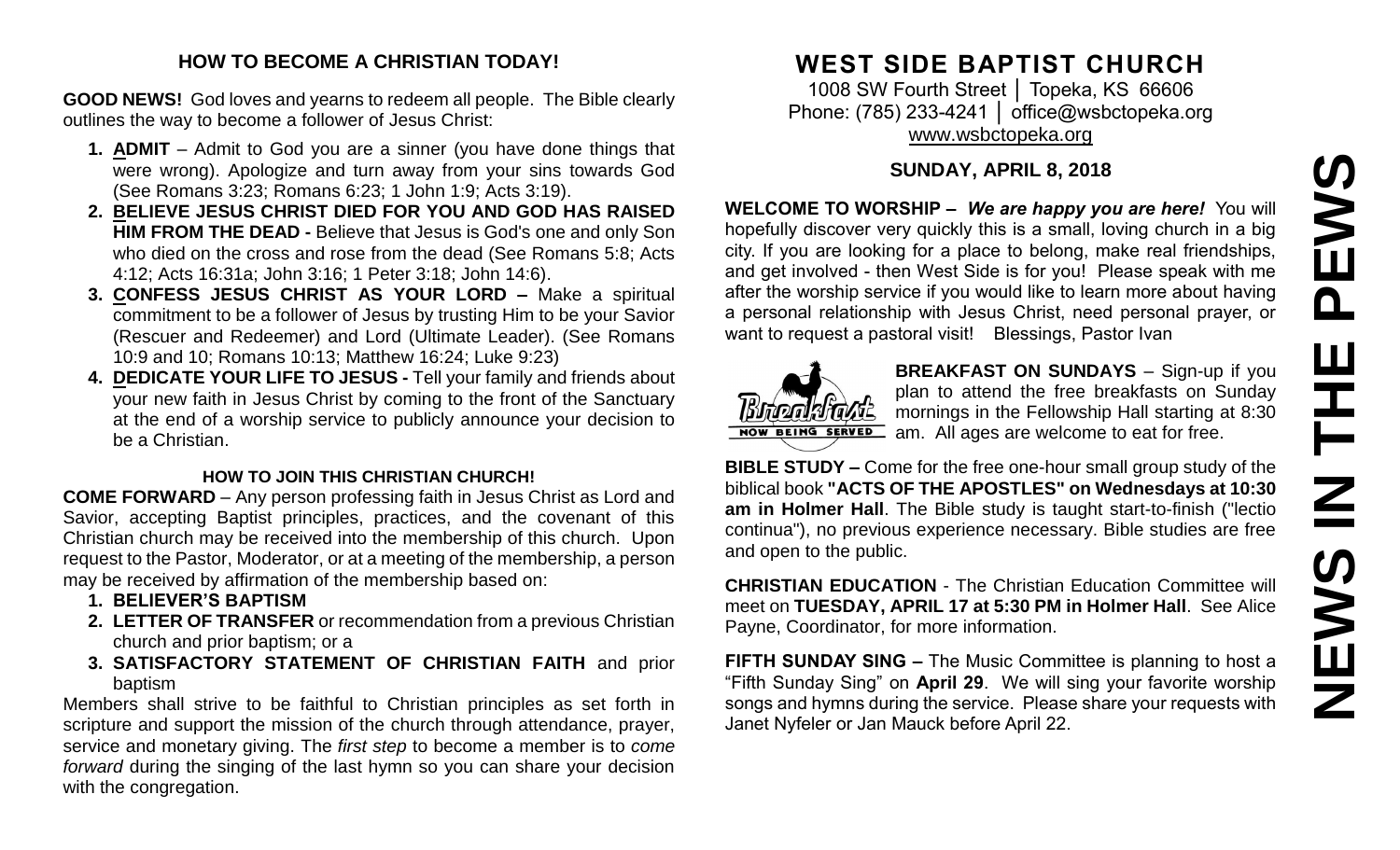## HOW TO BECOME A CHRISTIAN TODAY!

**GOOD NEWS!** God loves and yearns to redeem all people. The Bible clearly outlines the way to become a follower of Jesus Christ:

1. **ADMIT** – Admit to God you are a sinner (you have done things that were wrong). Apologize and turn away from your sins towards God (See Romans 3:23; Romans 6:23; 1 John 1:9; Acts 3:19).
2. **BELIEVE JESUS CHRIST DIED FOR YOU AND GOD HAS RAISED HIM FROM THE DEAD -** Believe that Jesus is God's one and only Son who died on the cross and rose from the dead (See Romans 5:8; Acts 4:12; Acts 16:31a; John 3:16; 1 Peter 3:18; John 14:6).
3. **CONFESS JESUS CHRIST AS YOUR LORD –** Make a spiritual commitment to be a follower of Jesus by trusting Him to be your Savior (Rescuer and Redeemer) and Lord (Ultimate Leader). (See Romans 10:9 and 10; Romans 10:13; Matthew 16:24; Luke 9:23)
4. **DEDICATE YOUR LIFE TO JESUS -** Tell your family and friends about your new faith in Jesus Christ by coming to the front of the Sanctuary at the end of a worship service to publicly announce your decision to be a Christian.

### HOW TO JOIN THIS CHRISTIAN CHURCH!

**COME FORWARD** – Any person professing faith in Jesus Christ as Lord and Savior, accepting Baptist principles, practices, and the covenant of this Christian church may be received into the membership of this church. Upon request to the Pastor, Moderator, or at a meeting of the membership, a person may be received by affirmation of the membership based on:

1. **BELIEVER'S BAPTISM**
2. **LETTER OF TRANSFER** or recommendation from a previous Christian church and prior baptism; or a
3. **SATISFACTORY STATEMENT OF CHRISTIAN FAITH** and prior baptism

Members shall strive to be faithful to Christian principles as set forth in scripture and support the mission of the church through attendance, prayer, service and monetary giving. The *first step* to become a member is to *come forward* during the singing of the last hymn so you can share your decision with the congregation.

# WEST SIDE BAPTIST CHURCH

1008 SW Fourth Street │ Topeka, KS 66606
Phone: (785) 233-4241 │ office@wsbctopeka.org
www.wsbctopeka.org

## SUNDAY, APRIL 8, 2018

**WELCOME TO WORSHIP –** ***We are happy you are here!*** You will hopefully discover very quickly this is a small, loving church in a big city. If you are looking for a place to belong, make real friendships, and get involved - then West Side is for you! Please speak with me after the worship service if you would like to learn more about having a personal relationship with Jesus Christ, need personal prayer, or want to request a pastoral visit! Blessings, Pastor Ivan

**BREAKFAST ON SUNDAYS** – Sign-up if you plan to attend the free breakfasts on Sunday mornings in the Fellowship Hall starting at 8:30 am. All ages are welcome to eat for free.

**BIBLE STUDY –** Come for the free one-hour small group study of the biblical book **"ACTS OF THE APOSTLES" on Wednesdays at 10:30 am in Holmer Hall**. The Bible study is taught start-to-finish ("lectio continua"), no previous experience necessary. Bible studies are free and open to the public.

**CHRISTIAN EDUCATION** - The Christian Education Committee will meet on **TUESDAY, APRIL 17 at 5:30 PM in Holmer Hall**. See Alice Payne, Coordinator, for more information.

**FIFTH SUNDAY SING –** The Music Committee is planning to host a "Fifth Sunday Sing" on **April 29**. We will sing your favorite worship songs and hymns during the service. Please share your requests with Janet Nyfeler or Jan Mauck before April 22.

# NEWS IN THE PEWS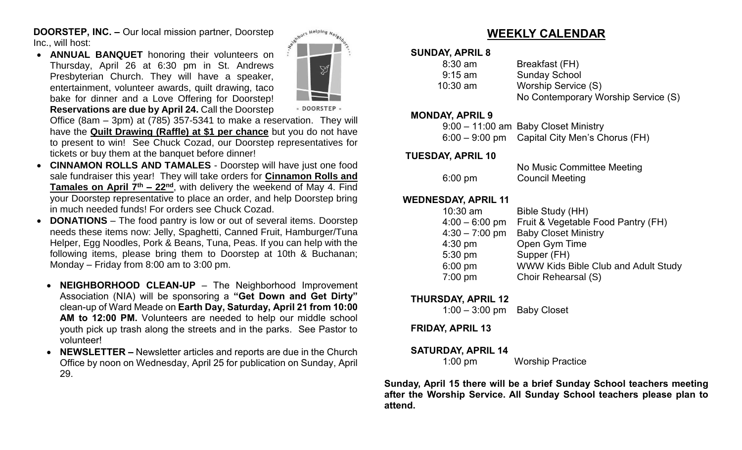**DOORSTEP, INC. –** Our local mission partner, Doorstep Inc., will host:

- **ANNUAL BANQUET** honoring their volunteers on Thursday, April 26 at 6:30 pm in St. Andrews Presbyterian Church. They will have a speaker, entertainment, volunteer awards, quilt drawing, taco bake for dinner and a Love Offering for Doorstep! **Reservations are due by April 24.** Call the Doorstep Office (8am – 3pm) at (785) 357-5341 to make a reservation. They will have the **Quilt Drawing (Raffle) at $1 per chance** but you do not have to present to win! See Chuck Cozad, our Doorstep representatives for tickets or buy them at the banquet before dinner!
- **CINNAMON ROLLS AND TAMALES** - Doorstep will have just one food sale fundraiser this year! They will take orders for **Cinnamon Rolls and Tamales on April 7th – 22nd**, with delivery the weekend of May 4. Find your Doorstep representative to place an order, and help Doorstep bring in much needed funds! For orders see Chuck Cozad.
- **DONATIONS** – The food pantry is low or out of several items. Doorstep needs these items now: Jelly, Spaghetti, Canned Fruit, Hamburger/Tuna Helper, Egg Noodles, Pork & Beans, Tuna, Peas. If you can help with the following items, please bring them to Doorstep at 10th & Buchanan; Monday – Friday from 8:00 am to 3:00 pm.

- **NEIGHBORHOOD CLEAN-UP** – The Neighborhood Improvement Association (NIA) will be sponsoring a **"Get Down and Get Dirty"** clean-up of Ward Meade on **Earth Day, Saturday, April 21 from 10:00 AM to 12:00 PM.** Volunteers are needed to help our middle school youth pick up trash along the streets and in the parks. See Pastor to volunteer!
- **NEWSLETTER –** Newsletter articles and reports are due in the Church Office by noon on Wednesday, April 25 for publication on Sunday, April 29.

## WEEKLY CALENDAR

**SUNDAY, APRIL 8**

| | |
|---|---|
| 8:30 am | Breakfast (FH) |
| 9:15 am | Sunday School |
| 10:30 am | Worship Service (S) |
| | No Contemporary Worship Service (S) |

**MONDAY, APRIL 9**

| | |
|---|---|
| 9:00 – 11:00 am | Baby Closet Ministry |
| 6:00 – 9:00 pm | Capital City Men's Chorus (FH) |

**TUESDAY, APRIL 10**

| | |
|---|---|
| | No Music Committee Meeting |
| 6:00 pm | Council Meeting |

**WEDNESDAY, APRIL 11**

| | |
|---|---|
| 10:30 am | Bible Study (HH) |
| 4:00 – 6:00 pm | Fruit & Vegetable Food Pantry (FH) |
| 4:30 – 7:00 pm | Baby Closet Ministry |
| 4:30 pm | Open Gym Time |
| 5:30 pm | Supper (FH) |
| 6:00 pm | WWW Kids Bible Club and Adult Study |
| 7:00 pm | Choir Rehearsal (S) |

**THURSDAY, APRIL 12**

| | |
|---|---|
| 1:00 – 3:00 pm | Baby Closet |

**FRIDAY, APRIL 13**

**SATURDAY, APRIL 14**

| | |
|---|---|
| 1:00 pm | Worship Practice |

**Sunday, April 15 there will be a brief Sunday School teachers meeting after the Worship Service. All Sunday School teachers please plan to attend.**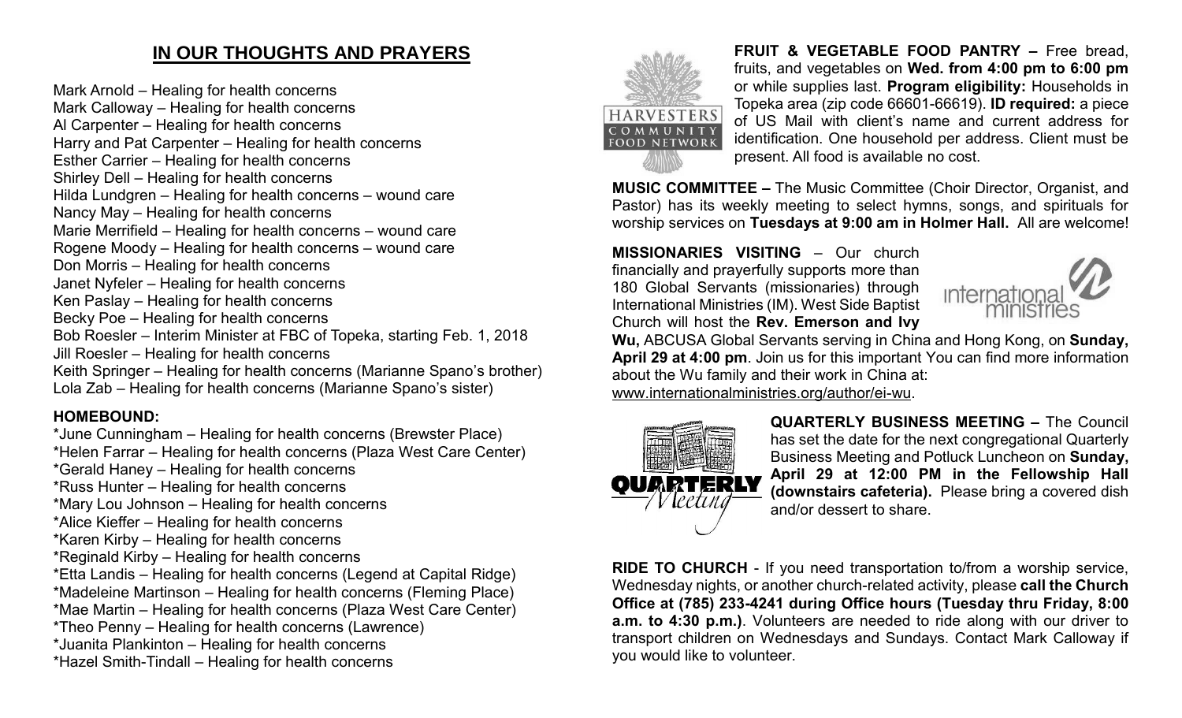## IN OUR THOUGHTS AND PRAYERS

Mark Arnold – Healing for health concerns
Mark Calloway – Healing for health concerns
Al Carpenter – Healing for health concerns
Harry and Pat Carpenter – Healing for health concerns
Esther Carrier – Healing for health concerns
Shirley Dell – Healing for health concerns
Hilda Lundgren – Healing for health concerns – wound care
Nancy May – Healing for health concerns
Marie Merrifield – Healing for health concerns – wound care
Rogene Moody – Healing for health concerns – wound care
Don Morris – Healing for health concerns
Janet Nyfeler – Healing for health concerns
Ken Paslay – Healing for health concerns
Becky Poe – Healing for health concerns
Bob Roesler – Interim Minister at FBC of Topeka, starting Feb. 1, 2018
Jill Roesler – Healing for health concerns
Keith Springer – Healing for health concerns (Marianne Spano's brother)
Lola Zab – Healing for health concerns (Marianne Spano's sister)

**HOMEBOUND:**

*June Cunningham – Healing for health concerns (Brewster Place)
*Helen Farrar – Healing for health concerns (Plaza West Care Center)
*Gerald Haney – Healing for health concerns
*Russ Hunter – Healing for health concerns
*Mary Lou Johnson – Healing for health concerns
*Alice Kieffer – Healing for health concerns
*Karen Kirby – Healing for health concerns
*Reginald Kirby – Healing for health concerns
*Etta Landis – Healing for health concerns (Legend at Capital Ridge)
*Madeleine Martinson – Healing for health concerns (Fleming Place)
*Mae Martin – Healing for health concerns (Plaza West Care Center)
*Theo Penny – Healing for health concerns (Lawrence)
*Juanita Plankinton – Healing for health concerns
*Hazel Smith-Tindall – Healing for health concerns

**FRUIT & VEGETABLE FOOD PANTRY –** Free bread, fruits, and vegetables on **Wed. from 4:00 pm to 6:00 pm** or while supplies last. **Program eligibility:** Households in Topeka area (zip code 66601-66619). **ID required:** a piece of US Mail with client's name and current address for identification. One household per address. Client must be present. All food is available no cost.

**MUSIC COMMITTEE –** The Music Committee (Choir Director, Organist, and Pastor) has its weekly meeting to select hymns, songs, and spirituals for worship services on **Tuesdays at 9:00 am in Holmer Hall.** All are welcome!

**MISSIONARIES VISITING** – Our church financially and prayerfully supports more than 180 Global Servants (missionaries) through International Ministries (IM). West Side Baptist Church will host the **Rev. Emerson and Ivy Wu,** ABCUSA Global Servants serving in China and Hong Kong, on **Sunday, April 29 at 4:00 pm**. Join us for this important You can find more information about the Wu family and their work in China at: www.internationalministries.org/author/ei-wu.

**QUARTERLY BUSINESS MEETING –** The Council has set the date for the next congregational Quarterly Business Meeting and Potluck Luncheon on **Sunday, April 29 at 12:00 PM in the Fellowship Hall (downstairs cafeteria).** Please bring a covered dish and/or dessert to share.

**RIDE TO CHURCH** - If you need transportation to/from a worship service, Wednesday nights, or another church-related activity, please **call the Church Office at (785) 233-4241 during Office hours (Tuesday thru Friday, 8:00 a.m. to 4:30 p.m.)**. Volunteers are needed to ride along with our driver to transport children on Wednesdays and Sundays. Contact Mark Calloway if you would like to volunteer.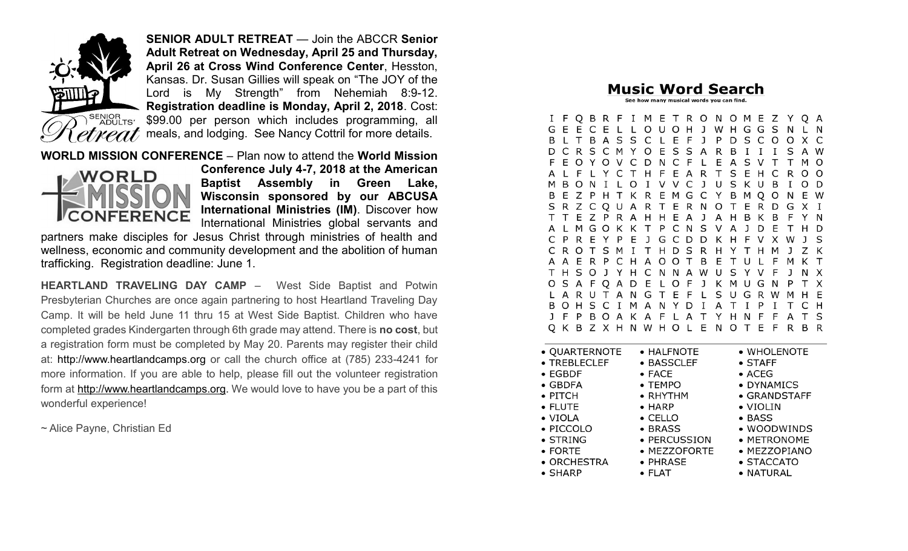**SENIOR ADULT RETREAT** — Join the ABCCR **Senior Adult Retreat on Wednesday, April 25 and Thursday, April 26 at Cross Wind Conference Center**, Hesston, Kansas. Dr. Susan Gillies will speak on "The JOY of the Lord is My Strength" from Nehemiah 8:9-12. **Registration deadline is Monday, April 2, 2018**. Cost: $99.00 per person which includes programming, all meals, and lodging. See Nancy Cottril for more details.

**WORLD MISSION CONFERENCE** – Plan now to attend the **World Mission Conference July 4-7, 2018 at the American Baptist Assembly in Green Lake, Wisconsin sponsored by our ABCUSA International Ministries (IM)**. Discover how International Ministries global servants and partners make disciples for Jesus Christ through ministries of health and wellness, economic and community development and the abolition of human trafficking. Registration deadline: June 1.

**HEARTLAND TRAVELING DAY CAMP** – West Side Baptist and Potwin Presbyterian Churches are once again partnering to host Heartland Traveling Day Camp. It will be held June 11 thru 15 at West Side Baptist. Children who have completed grades Kindergarten through 6th grade may attend. There is **no cost**, but a registration form must be completed by May 20. Parents may register their child at: http://www.heartlandcamps.org or call the church office at (785) 233-4241 for more information. If you are able to help, please fill out the volunteer registration form at http://www.heartlandcamps.org. We would love to have you be a part of this wonderful experience!

~ Alice Payne, Christian Ed

## Music Word Search

See how many musical words you can find.

```
I F Q B R F I M E T R O N O M E Z Y Q A
G E E C E L L O U O H J W H G G S N L N
B L T B A S S C L E F J P D S C O O X C
D C R S C M Y O E S S A R B I I I S A W
F E O Y O V C D N C F L E A S V T T M O
A L F L Y C T H F E A R T S E H C R O O
M B O N I L O I V V C J U S K U B I O D
B E Z P H T K R E M G C Y B M Q O N E W
S R Z C Q U A R T E R N O T E R D G X I
T T E Z P R A H H E A J A H B K B F Y N
A L M G O K K T P C N S V A J D E T H D
C P R E Y P E J G C D D K H F V X W J S
C R O T S M I T H D S R H Y T H M J Z K
A A E R P C H A O O T B E T U L F M K T
T H S O J Y H C N N A W U S Y V F J N X
O S A F Q A D E L O F J K M U G N P T X
L A R U T A N G T E F L S U G R W M H E
B O H S C I M A N Y D I A T I P I T C H
J F P B O A K A F L A T Y H N F F A T S
Q K B Z X H N W H O L E N O T E F R B R
```

- QUARTERNOTE
- TREBLECLEF
- EGBDF
- GBDFA
- PITCH
- FLUTE
- VIOLA
- PICCOLO
- STRING
- FORTE
- ORCHESTRA
- SHARP
- HALFNOTE
- BASSCLEF
- FACE
- TEMPO
- RHYTHM
- HARP
- CELLO
- BRASS
- PERCUSSION
- MEZZOFORTE
- PHRASE
- FLAT
- WHOLENOTE
- STAFF
- ACEG
- DYNAMICS
- GRANDSTAFF
- VIOLIN
- BASS
- WOODWINDS
- METRONOME
- MEZZOPIANO
- STACCATO
- NATURAL